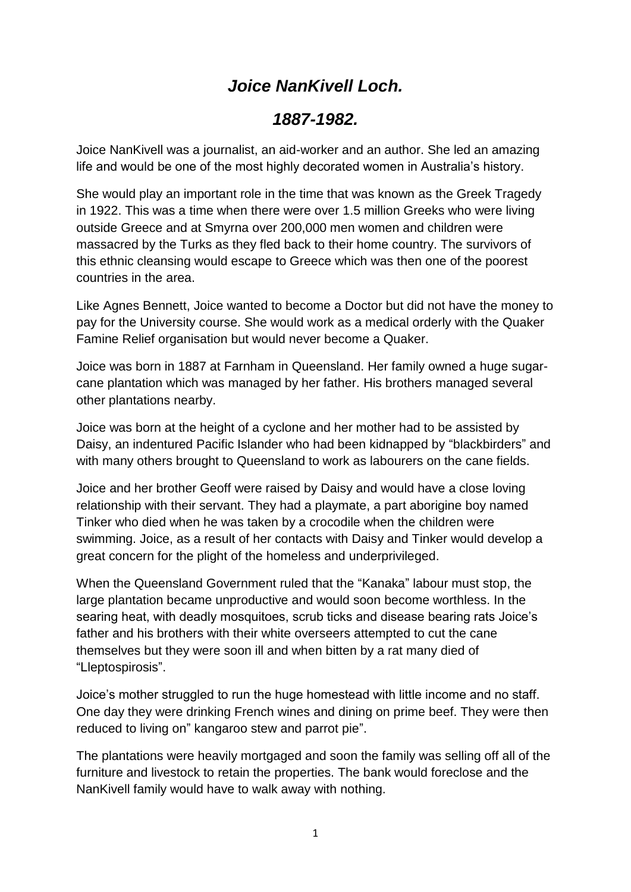# *Joice NanKivell Loch.*

## *1887-1982.*

Joice NanKivell was a journalist, an aid-worker and an author. She led an amazing life and would be one of the most highly decorated women in Australia's history.

She would play an important role in the time that was known as the Greek Tragedy in 1922. This was a time when there were over 1.5 million Greeks who were living outside Greece and at Smyrna over 200,000 men women and children were massacred by the Turks as they fled back to their home country. The survivors of this ethnic cleansing would escape to Greece which was then one of the poorest countries in the area.

Like Agnes Bennett, Joice wanted to become a Doctor but did not have the money to pay for the University course. She would work as a medical orderly with the Quaker Famine Relief organisation but would never become a Quaker.

Joice was born in 1887 at Farnham in Queensland. Her family owned a huge sugar-cane plantation which was managed by her father. His brothers managed several other plantations nearby.

Joice was born at the height of a cyclone and her mother had to be assisted by Daisy, an indentured Pacific Islander who had been kidnapped by "blackbirders" and with many others brought to Queensland to work as labourers on the cane fields.

Joice and her brother Geoff were raised by Daisy and would have a close loving relationship with their servant. They had a playmate, a part aborigine boy named Tinker who died when he was taken by a crocodile when the children were swimming. Joice, as a result of her contacts with Daisy and Tinker would develop a great concern for the plight of the homeless and underprivileged.

When the Queensland Government ruled that the "Kanaka" labour must stop, the large plantation became unproductive and would soon become worthless. In the searing heat, with deadly mosquitoes, scrub ticks and disease bearing rats Joice's father and his brothers with their white overseers attempted to cut the cane themselves but they were soon ill and when bitten by a rat many died of "Lleptospirosis".

Joice's mother struggled to run the huge homestead with little income and no staff. One day they were drinking French wines and dining on prime beef. They were then reduced to living on" kangaroo stew and parrot pie".

The plantations were heavily mortgaged and soon the family was selling off all of the furniture and livestock to retain the properties. The bank would foreclose and the NanKivell family would have to walk away with nothing.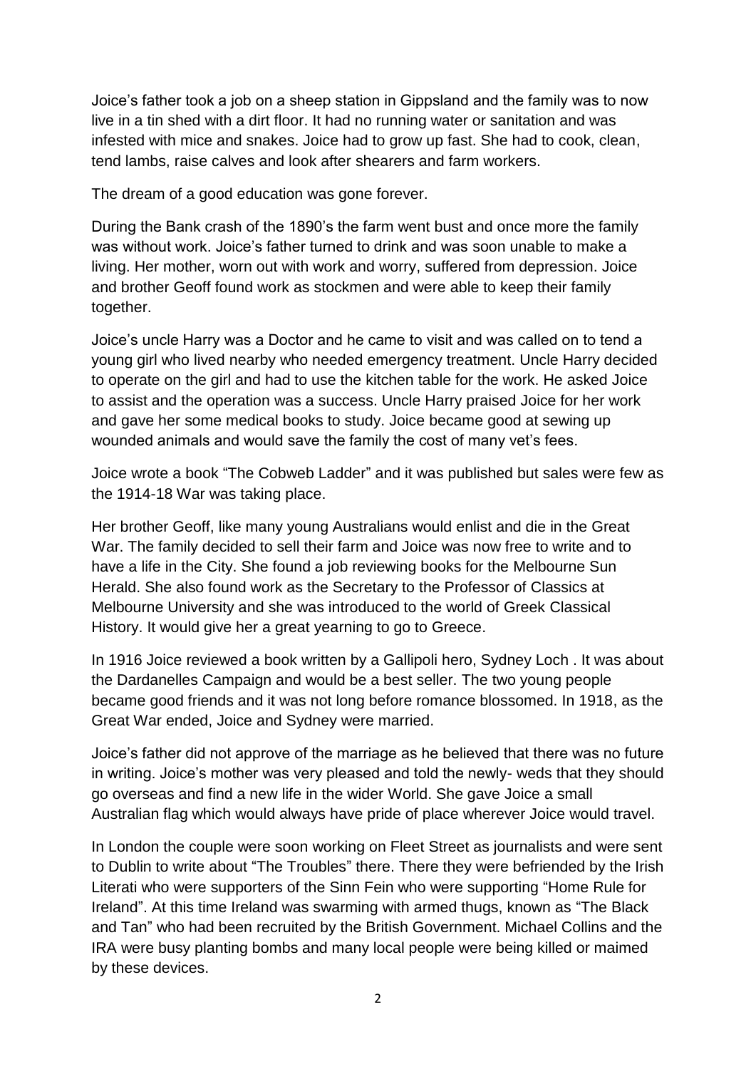Joice's father took a job on a sheep station in Gippsland and the family was to now live in a tin shed with a dirt floor. It had no running water or sanitation and was infested with mice and snakes. Joice had to grow up fast. She had to cook, clean, tend lambs, raise calves and look after shearers and farm workers.

The dream of a good education was gone forever.

During the Bank crash of the 1890's the farm went bust and once more the family was without work. Joice's father turned to drink and was soon unable to make a living. Her mother, worn out with work and worry, suffered from depression. Joice and brother Geoff found work as stockmen and were able to keep their family together.

Joice's uncle Harry was a Doctor and he came to visit and was called on to tend a young girl who lived nearby who needed emergency treatment. Uncle Harry decided to operate on the girl and had to use the kitchen table for the work. He asked Joice to assist and the operation was a success. Uncle Harry praised Joice for her work and gave her some medical books to study. Joice became good at sewing up wounded animals and would save the family the cost of many vet's fees.

Joice wrote a book "The Cobweb Ladder" and it was published but sales were few as the 1914-18 War was taking place.

Her brother Geoff, like many young Australians would enlist and die in the Great War. The family decided to sell their farm and Joice was now free to write and to have a life in the City. She found a job reviewing books for the Melbourne Sun Herald. She also found work as the Secretary to the Professor of Classics at Melbourne University and she was introduced to the world of Greek Classical History. It would give her a great yearning to go to Greece.

In 1916 Joice reviewed a book written by a Gallipoli hero, Sydney Loch . It was about the Dardanelles Campaign and would be a best seller. The two young people became good friends and it was not long before romance blossomed. In 1918, as the Great War ended, Joice and Sydney were married.

Joice's father did not approve of the marriage as he believed that there was no future in writing. Joice's mother was very pleased and told the newly- weds that they should go overseas and find a new life in the wider World. She gave Joice a small Australian flag which would always have pride of place wherever Joice would travel.

In London the couple were soon working on Fleet Street as journalists and were sent to Dublin to write about "The Troubles" there. There they were befriended by the Irish Literati who were supporters of the Sinn Fein who were supporting "Home Rule for Ireland". At this time Ireland was swarming with armed thugs, known as "The Black and Tan" who had been recruited by the British Government. Michael Collins and the IRA were busy planting bombs and many local people were being killed or maimed by these devices.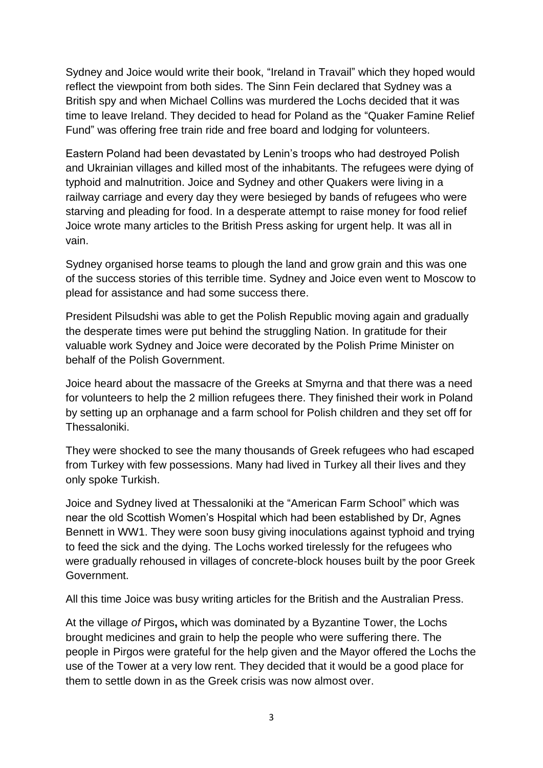Sydney and Joice would write their book, "Ireland in Travail" which they hoped would reflect the viewpoint from both sides. The Sinn Fein declared that Sydney was a British spy and when Michael Collins was murdered the Lochs decided that it was time to leave Ireland. They decided to head for Poland as the "Quaker Famine Relief Fund" was offering free train ride and free board and lodging for volunteers.

Eastern Poland had been devastated by Lenin's troops who had destroyed Polish and Ukrainian villages and killed most of the inhabitants. The refugees were dying of typhoid and malnutrition. Joice and Sydney and other Quakers were living in a railway carriage and every day they were besieged by bands of refugees who were starving and pleading for food. In a desperate attempt to raise money for food relief Joice wrote many articles to the British Press asking for urgent help. It was all in vain.

Sydney organised horse teams to plough the land and grow grain and this was one of the success stories of this terrible time. Sydney and Joice even went to Moscow to plead for assistance and had some success there.

President Pilsudshi was able to get the Polish Republic moving again and gradually the desperate times were put behind the struggling Nation. In gratitude for their valuable work Sydney and Joice were decorated by the Polish Prime Minister on behalf of the Polish Government.

Joice heard about the massacre of the Greeks at Smyrna and that there was a need for volunteers to help the 2 million refugees there. They finished their work in Poland by setting up an orphanage and a farm school for Polish children and they set off for Thessaloniki.

They were shocked to see the many thousands of Greek refugees who had escaped from Turkey with few possessions. Many had lived in Turkey all their lives and they only spoke Turkish.

Joice and Sydney lived at Thessaloniki at the "American Farm School" which was near the old Scottish Women's Hospital which had been established by Dr, Agnes Bennett in WW1. They were soon busy giving inoculations against typhoid and trying to feed the sick and the dying. The Lochs worked tirelessly for the refugees who were gradually rehoused in villages of concrete-block houses built by the poor Greek Government.

All this time Joice was busy writing articles for the British and the Australian Press.

At the village *of* Pirgos**,** which was dominated by a Byzantine Tower, the Lochs brought medicines and grain to help the people who were suffering there. The people in Pirgos were grateful for the help given and the Mayor offered the Lochs the use of the Tower at a very low rent. They decided that it would be a good place for them to settle down in as the Greek crisis was now almost over.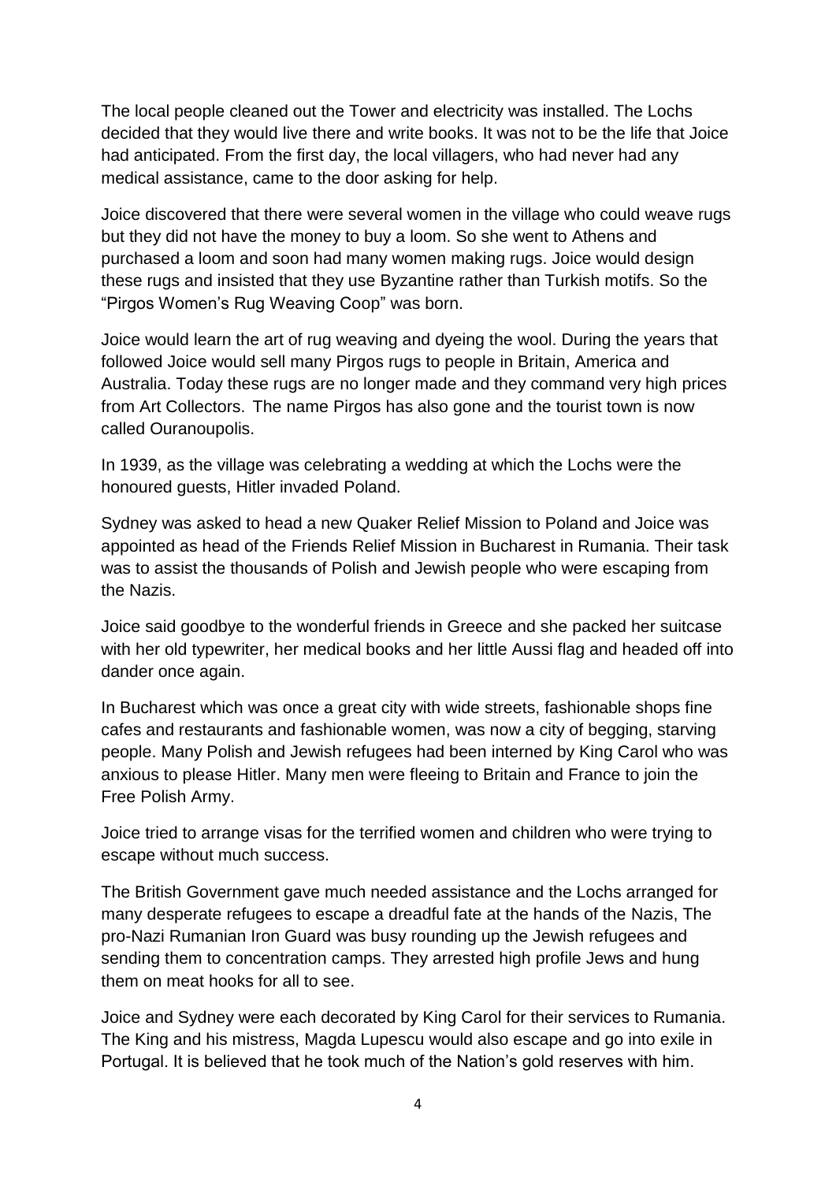The local people cleaned out the Tower and electricity was installed. The Lochs decided that they would live there and write books. It was not to be the life that Joice had anticipated. From the first day, the local villagers, who had never had any medical assistance, came to the door asking for help.

Joice discovered that there were several women in the village who could weave rugs but they did not have the money to buy a loom. So she went to Athens and purchased a loom and soon had many women making rugs. Joice would design these rugs and insisted that they use Byzantine rather than Turkish motifs. So the "Pirgos Women's Rug Weaving Coop" was born.

Joice would learn the art of rug weaving and dyeing the wool. During the years that followed Joice would sell many Pirgos rugs to people in Britain, America and Australia. Today these rugs are no longer made and they command very high prices from Art Collectors. The name Pirgos has also gone and the tourist town is now called Ouranoupolis.

In 1939, as the village was celebrating a wedding at which the Lochs were the honoured guests, Hitler invaded Poland.

Sydney was asked to head a new Quaker Relief Mission to Poland and Joice was appointed as head of the Friends Relief Mission in Bucharest in Rumania. Their task was to assist the thousands of Polish and Jewish people who were escaping from the Nazis.

Joice said goodbye to the wonderful friends in Greece and she packed her suitcase with her old typewriter, her medical books and her little Aussi flag and headed off into dander once again.

In Bucharest which was once a great city with wide streets, fashionable shops fine cafes and restaurants and fashionable women, was now a city of begging, starving people. Many Polish and Jewish refugees had been interned by King Carol who was anxious to please Hitler. Many men were fleeing to Britain and France to join the Free Polish Army.

Joice tried to arrange visas for the terrified women and children who were trying to escape without much success.

The British Government gave much needed assistance and the Lochs arranged for many desperate refugees to escape a dreadful fate at the hands of the Nazis, The pro-Nazi Rumanian Iron Guard was busy rounding up the Jewish refugees and sending them to concentration camps. They arrested high profile Jews and hung them on meat hooks for all to see.

Joice and Sydney were each decorated by King Carol for their services to Rumania. The King and his mistress, Magda Lupescu would also escape and go into exile in Portugal. It is believed that he took much of the Nation's gold reserves with him.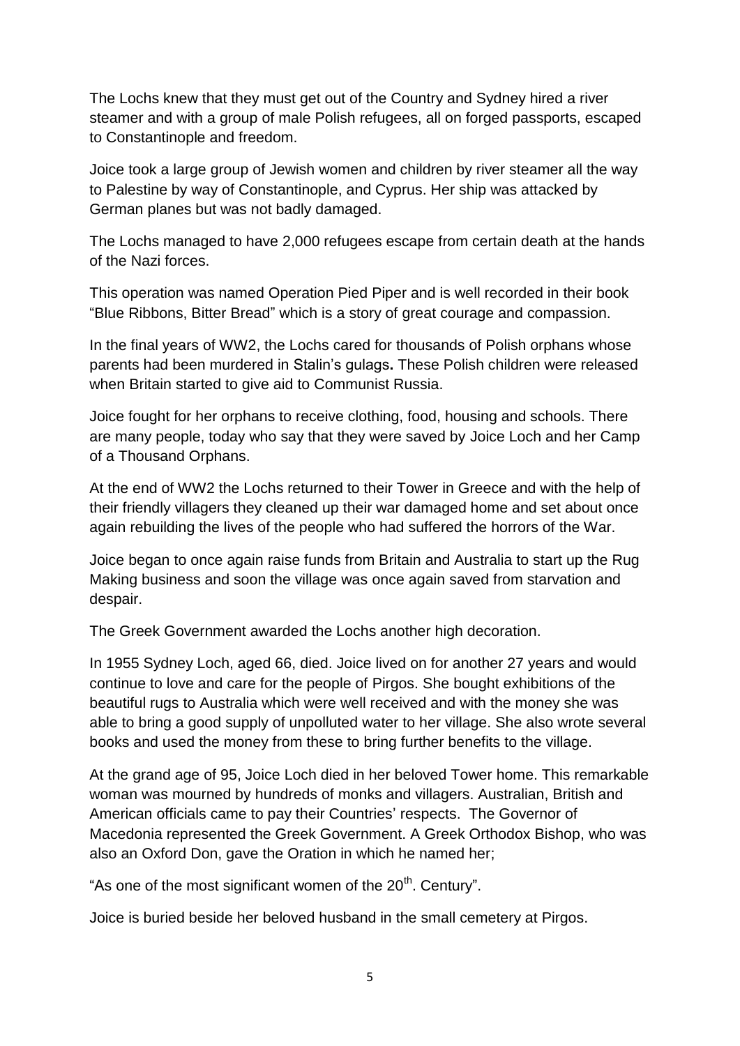The Lochs knew that they must get out of the Country and Sydney hired a river steamer and with a group of male Polish refugees, all on forged passports, escaped to Constantinople and freedom.

Joice took a large group of Jewish women and children by river steamer all the way to Palestine by way of Constantinople, and Cyprus. Her ship was attacked by German planes but was not badly damaged.

The Lochs managed to have 2,000 refugees escape from certain death at the hands of the Nazi forces.

This operation was named Operation Pied Piper and is well recorded in their book "Blue Ribbons, Bitter Bread" which is a story of great courage and compassion.

In the final years of WW2, the Lochs cared for thousands of Polish orphans whose parents had been murdered in Stalin's gulags**.** These Polish children were released when Britain started to give aid to Communist Russia.

Joice fought for her orphans to receive clothing, food, housing and schools. There are many people, today who say that they were saved by Joice Loch and her Camp of a Thousand Orphans.

At the end of WW2 the Lochs returned to their Tower in Greece and with the help of their friendly villagers they cleaned up their war damaged home and set about once again rebuilding the lives of the people who had suffered the horrors of the War.

Joice began to once again raise funds from Britain and Australia to start up the Rug Making business and soon the village was once again saved from starvation and despair.

The Greek Government awarded the Lochs another high decoration.

In 1955 Sydney Loch, aged 66, died. Joice lived on for another 27 years and would continue to love and care for the people of Pirgos. She bought exhibitions of the beautiful rugs to Australia which were well received and with the money she was able to bring a good supply of unpolluted water to her village. She also wrote several books and used the money from these to bring further benefits to the village.

At the grand age of 95, Joice Loch died in her beloved Tower home. This remarkable woman was mourned by hundreds of monks and villagers. Australian, British and American officials came to pay their Countries' respects. The Governor of Macedonia represented the Greek Government. A Greek Orthodox Bishop, who was also an Oxford Don, gave the Oration in which he named her;

"As one of the most significant women of the 20th. Century".

Joice is buried beside her beloved husband in the small cemetery at Pirgos.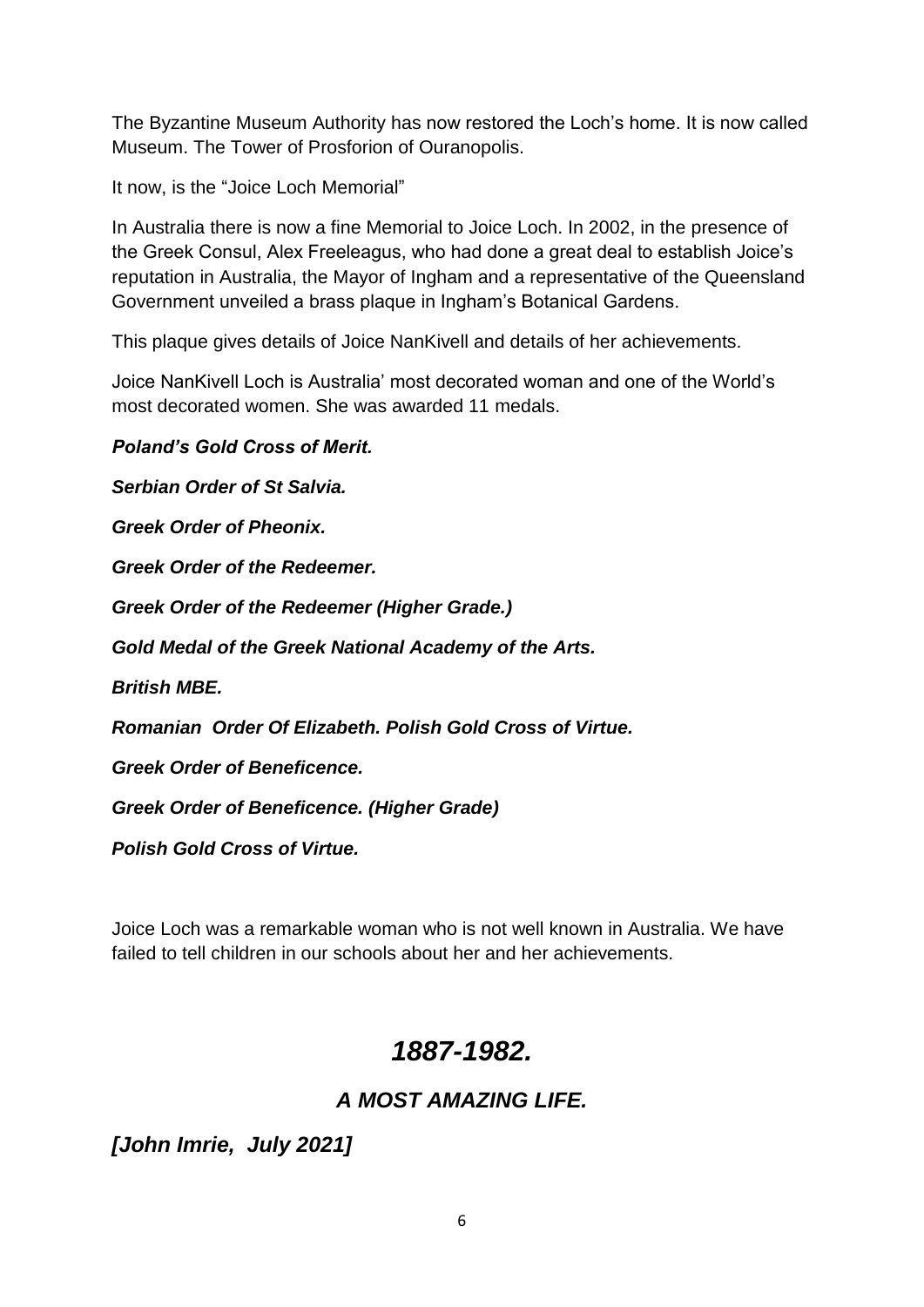The Byzantine Museum Authority has now restored the Loch's home. It is now called Museum. The Tower of Prosforion of Ouranopolis.

It now, is the "Joice Loch Memorial"

In Australia there is now a fine Memorial to Joice Loch. In 2002, in the presence of the Greek Consul, Alex Freeleagus, who had done a great deal to establish Joice's reputation in Australia, the Mayor of Ingham and a representative of the Queensland Government unveiled a brass plaque in Ingham's Botanical Gardens.

This plaque gives details of Joice NanKivell and details of her achievements.

Joice NanKivell Loch is Australia' most decorated woman and one of the World's most decorated women. She was awarded 11 medals.

***Poland's Gold Cross of Merit.***

***Serbian Order of St Salvia.***

***Greek Order of Pheonix.***

***Greek Order of the Redeemer.***

***Greek Order of the Redeemer (Higher Grade.)***

***Gold Medal of the Greek National Academy of the Arts.***

***British MBE.***

***Romanian Order Of Elizabeth. Polish Gold Cross of Virtue.***

***Greek Order of Beneficence.***

***Greek Order of Beneficence. (Higher Grade)***

***Polish Gold Cross of Virtue.***

Joice Loch was a remarkable woman who is not well known in Australia. We have failed to tell children in our schools about her and her achievements.

# *1887-1982.*

## *A MOST AMAZING LIFE.*

***[John Imrie, July 2021]***